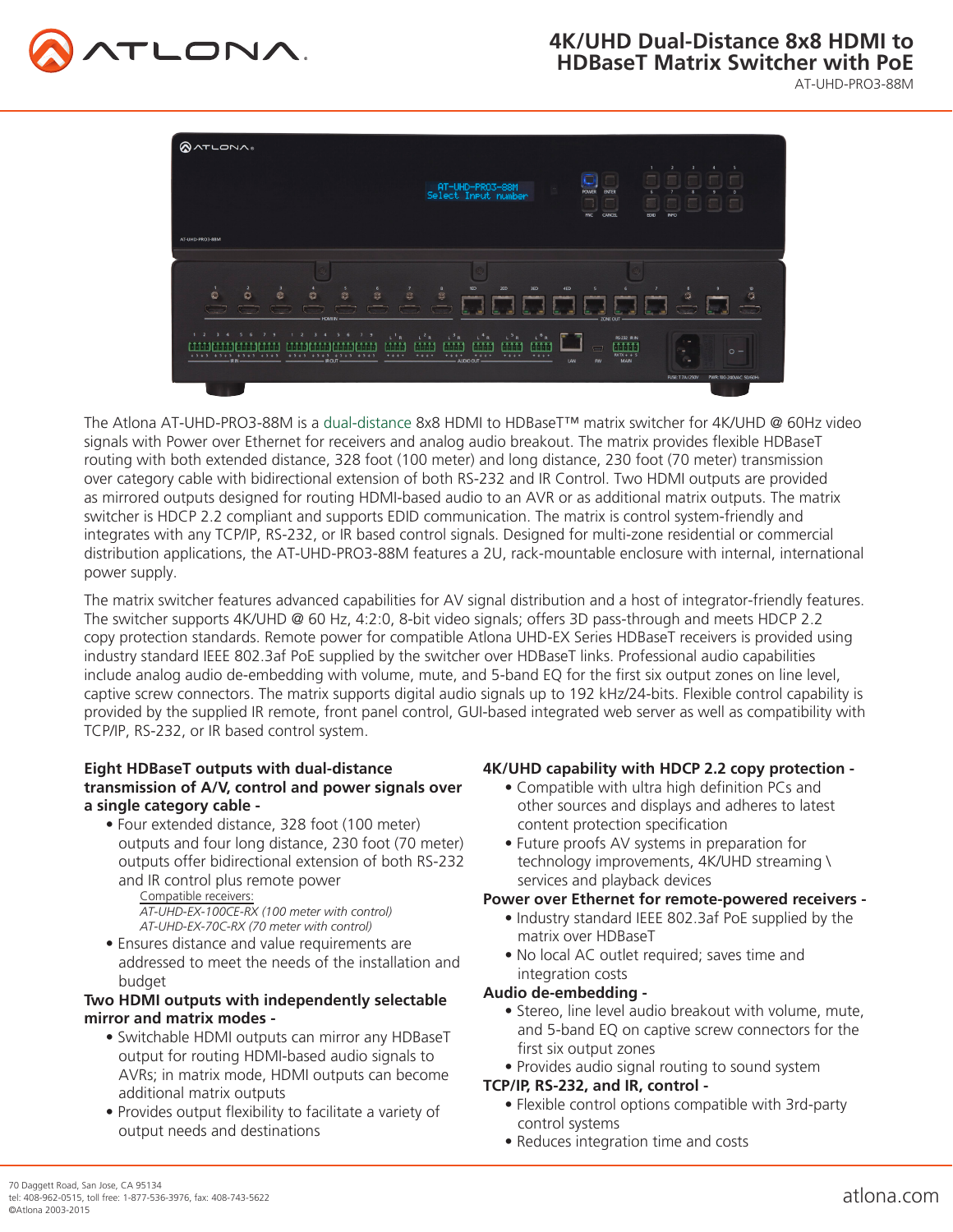# 4K/UHD Dual-Distance 8x8 HDMI to HDBaseT Matrix Switcher with PoE

AT-UHD-PRO3-88M

The Atlona AT-UHD-PRO3-88M is a dual-distance 8x8 HDMI to HDBaseT™ matrix switcher for 4K/UHD @ 60Hz video signals with Power over Ethernet for receivers and analog audio breakout. The matrix provides flexible HDBaseT routing with both extended distance, 328 foot (100 meter) and long distance, 230 foot (70 meter) transmission over category cable with bidirectional extension of both RS-232 and IR Control. Two HDMI outputs are provided as mirrored outputs designed for routing HDMI-based audio to an AVR or as additional matrix outputs. The matrix switcher is HDCP 2.2 compliant and supports EDID communication. The matrix is control system-friendly and integrates with any TCP/IP, RS-232, or IR based control signals. Designed for multi-zone residential or commercial distribution applications, the AT-UHD-PRO3-88M features a 2U, rack-mountable enclosure with internal, international power supply.

The matrix switcher features advanced capabilities for AV signal distribution and a host of integrator-friendly features. The switcher supports 4K/UHD @ 60 Hz, 4:2:0, 8-bit video signals; offers 3D pass-through and meets HDCP 2.2 copy protection standards. Remote power for compatible Atlona UHD-EX Series HDBaseT receivers is provided using industry standard IEEE 802.3af PoE supplied by the switcher over HDBaseT links. Professional audio capabilities include analog audio de-embedding with volume, mute, and 5-band EQ for the first six output zones on line level, captive screw connectors. The matrix supports digital audio signals up to 192 kHz/24-bits. Flexible control capability is provided by the supplied IR remote, front panel control, GUI-based integrated web server as well as compatibility with TCP/IP, RS-232, or IR based control system.

**Eight HDBaseT outputs with dual-distance transmission of A/V, control and power signals over a single category cable -**

- Four extended distance, 328 foot (100 meter) outputs and four long distance, 230 foot (70 meter) outputs offer bidirectional extension of both RS-232 and IR control plus remote power

  Compatible receivers:
  *AT-UHD-EX-100CE-RX (100 meter with control)*
  *AT-UHD-EX-70C-RX (70 meter with control)*

- Ensures distance and value requirements are addressed to meet the needs of the installation and budget

**Two HDMI outputs with independently selectable mirror and matrix modes -**

- Switchable HDMI outputs can mirror any HDBaseT output for routing HDMI-based audio signals to AVRs; in matrix mode, HDMI outputs can become additional matrix outputs
- Provides output flexibility to facilitate a variety of output needs and destinations

**4K/UHD capability with HDCP 2.2 copy protection -**

- Compatible with ultra high definition PCs and other sources and displays and adheres to latest content protection specification
- Future proofs AV systems in preparation for technology improvements, 4K/UHD streaming \ services and playback devices

**Power over Ethernet for remote-powered receivers -**

- Industry standard IEEE 802.3af PoE supplied by the matrix over HDBaseT
- No local AC outlet required; saves time and integration costs

**Audio de-embedding -**

- Stereo, line level audio breakout with volume, mute, and 5-band EQ on captive screw connectors for the first six output zones
- Provides audio signal routing to sound system

**TCP/IP, RS-232, and IR, control -**

- Flexible control options compatible with 3rd-party control systems
- Reduces integration time and costs

70 Daggett Road, San Jose, CA 95134
tel: 408-962-0515, toll free: 1-877-536-3976, fax: 408-743-5622
©Atlona 2003-2015

atlona.com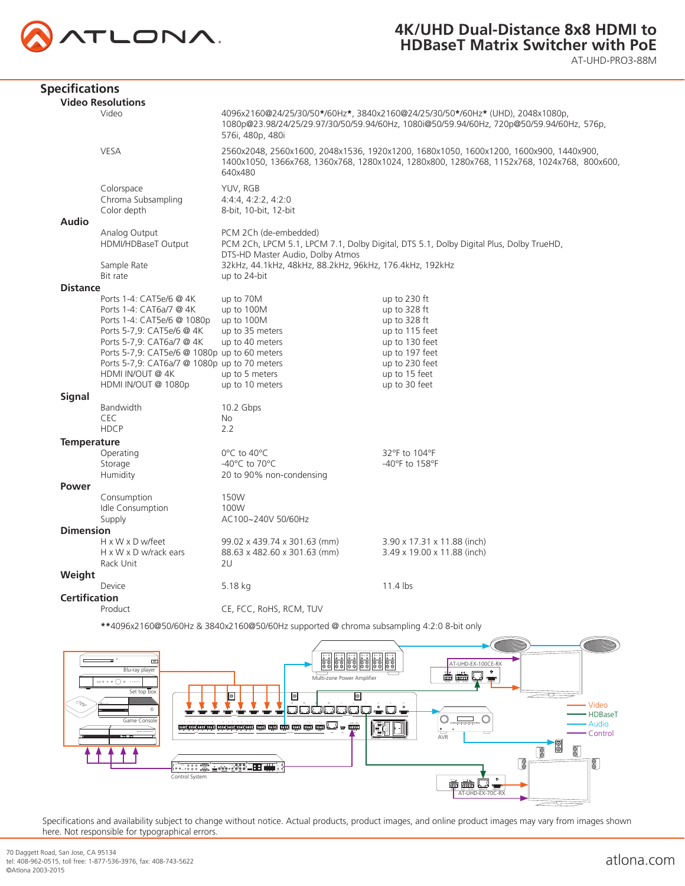# 4K/UHD Dual-Distance 8x8 HDMI to HDBaseT Matrix Switcher with PoE

AT-UHD-PRO3-88M

## Specifications

### Video Resolutions

| | | |
|---|---|---|
| Video | 4096x2160@24/25/30/50*/60Hz*, 3840x2160@24/25/30/50*/60Hz* (UHD), 2048x1080p, 1080p@23.98/24/25/29.97/30/50/59.94/60Hz, 1080i@50/59.94/60Hz, 720p@50/59.94/60Hz, 576p, 576i, 480p, 480i | |
| VESA | 2560x2048, 2560x1600, 2048x1536, 1920x1200, 1680x1050, 1600x1200, 1600x900, 1440x900, 1400x1050, 1366x768, 1360x768, 1280x1024, 1280x800, 1280x768, 1152x768, 1024x768, 800x600, 640x480 | |
| Colorspace | YUV, RGB | |
| Chroma Subsampling | 4:4:4, 4:2:2, 4:2:0 | |
| Color depth | 8-bit, 10-bit, 12-bit | |

### Audio

| | | |
|---|---|---|
| Analog Output | PCM 2Ch (de-embedded) | |
| HDMI/HDBaseT Output | PCM 2Ch, LPCM 5.1, LPCM 7.1, Dolby Digital, DTS 5.1, Dolby Digital Plus, Dolby TrueHD, DTS-HD Master Audio, Dolby Atmos | |
| Sample Rate | 32kHz, 44.1kHz, 48kHz, 88.2kHz, 96kHz, 176.4kHz, 192kHz | |
| Bit rate | up to 24-bit | |

### Distance

| | | |
|---|---|---|
| Ports 1-4: CAT5e/6 @ 4K | up to 70M | up to 230 ft |
| Ports 1-4: CAT6a/7 @ 4K | up to 100M | up to 328 ft |
| Ports 1-4: CAT5e/6 @ 1080p | up to 100M | up to 328 ft |
| Ports 5-7,9: CAT5e/6 @ 4K | up to 35 meters | up to 115 feet |
| Ports 5-7,9: CAT6a/7 @ 4K | up to 40 meters | up to 130 feet |
| Ports 5-7,9: CAT5e/6 @ 1080p | up to 60 meters | up to 197 feet |
| Ports 5-7,9: CAT6a/7 @ 1080p | up to 70 meters | up to 230 feet |
| HDMI IN/OUT @ 4K | up to 5 meters | up to 15 feet |
| HDMI IN/OUT @ 1080p | up to 10 meters | up to 30 feet |

### Signal

| | | |
|---|---|---|
| Bandwidth | 10.2 Gbps | |
| CEC | No | |
| HDCP | 2.2 | |

### Temperature

| | | |
|---|---|---|
| Operating | 0°C to 40°C | 32°F to 104°F |
| Storage | -40°C to 70°C | -40°F to 158°F |
| Humidity | 20 to 90% non-condensing | |

### Power

| | | |
|---|---|---|
| Consumption | 150W | |
| Idle Consumption | 100W | |
| Supply | AC100~240V 50/60Hz | |

### Dimension

| | | |
|---|---|---|
| H x W x D w/feet | 99.02 x 439.74 x 301.63 (mm) | 3.90 x 17.31 x 11.88 (inch) |
| H x W x D w/rack ears | 88.63 x 482.60 x 301.63 (mm) | 3.49 x 19.00 x 11.88 (inch) |
| Rack Unit | 2U | |

### Weight

| | | |
|---|---|---|
| Device | 5.18 kg | 11.4 lbs |

### Certification

| | | |
|---|---|---|
| Product | CE, FCC, RoHS, RCM, TUV | |

**4096x2160@50/60Hz & 3840x2160@50/60Hz supported @ chroma subsampling 4:2:0 8-bit only

Blu-ray player
Set top box
Game Console
Control System
Multi-zone Power Amplifier
AT-UHD-EX-100CE-RX
AVR
AT-UHD-EX-70C-RX
Video
HDBaseT
Audio
Control

Specifications and availability subject to change without notice. Actual products, product images, and online product images may vary from images shown here. Not responsible for typographical errors.

70 Daggett Road, San Jose, CA 95134
tel: 408-962-0515, toll free: 1-877-536-3976, fax: 408-743-5622
©Atlona 2003-2015

atlona.com